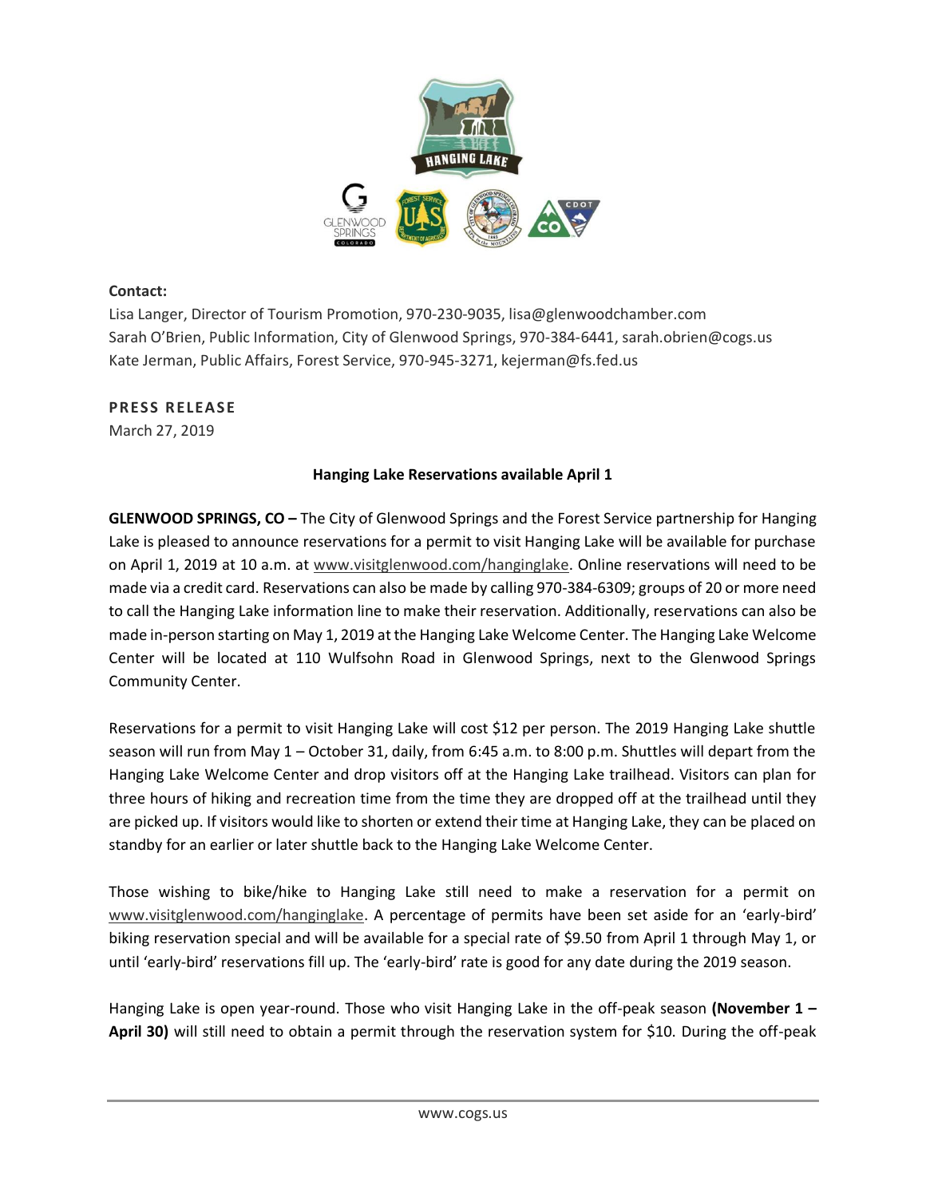**Contact:**

Lisa Langer, Director of Tourism Promotion, 970-230-9035, lisa@glenwoodchamber.com
Sarah O'Brien, Public Information, City of Glenwood Springs, 970-384-6441, sarah.obrien@cogs.us
Kate Jerman, Public Affairs, Forest Service, 970-945-3271, kejerman@fs.fed.us

**PRESS RELEASE**

March 27, 2019

## Hanging Lake Reservations available April 1

**GLENWOOD SPRINGS, CO –** The City of Glenwood Springs and the Forest Service partnership for Hanging Lake is pleased to announce reservations for a permit to visit Hanging Lake will be available for purchase on April 1, 2019 at 10 a.m. at www.visitglenwood.com/hanginglake. Online reservations will need to be made via a credit card. Reservations can also be made by calling 970-384-6309; groups of 20 or more need to call the Hanging Lake information line to make their reservation. Additionally, reservations can also be made in-person starting on May 1, 2019 at the Hanging Lake Welcome Center. The Hanging Lake Welcome Center will be located at 110 Wulfsohn Road in Glenwood Springs, next to the Glenwood Springs Community Center.

Reservations for a permit to visit Hanging Lake will cost $12 per person. The 2019 Hanging Lake shuttle season will run from May 1 – October 31, daily, from 6:45 a.m. to 8:00 p.m. Shuttles will depart from the Hanging Lake Welcome Center and drop visitors off at the Hanging Lake trailhead. Visitors can plan for three hours of hiking and recreation time from the time they are dropped off at the trailhead until they are picked up. If visitors would like to shorten or extend their time at Hanging Lake, they can be placed on standby for an earlier or later shuttle back to the Hanging Lake Welcome Center.

Those wishing to bike/hike to Hanging Lake still need to make a reservation for a permit on www.visitglenwood.com/hanginglake. A percentage of permits have been set aside for an 'early-bird' biking reservation special and will be available for a special rate of $9.50 from April 1 through May 1, or until 'early-bird' reservations fill up. The 'early-bird' rate is good for any date during the 2019 season.

Hanging Lake is open year-round. Those who visit Hanging Lake in the off-peak season **(November 1 – April 30)** will still need to obtain a permit through the reservation system for $10. During the off-peak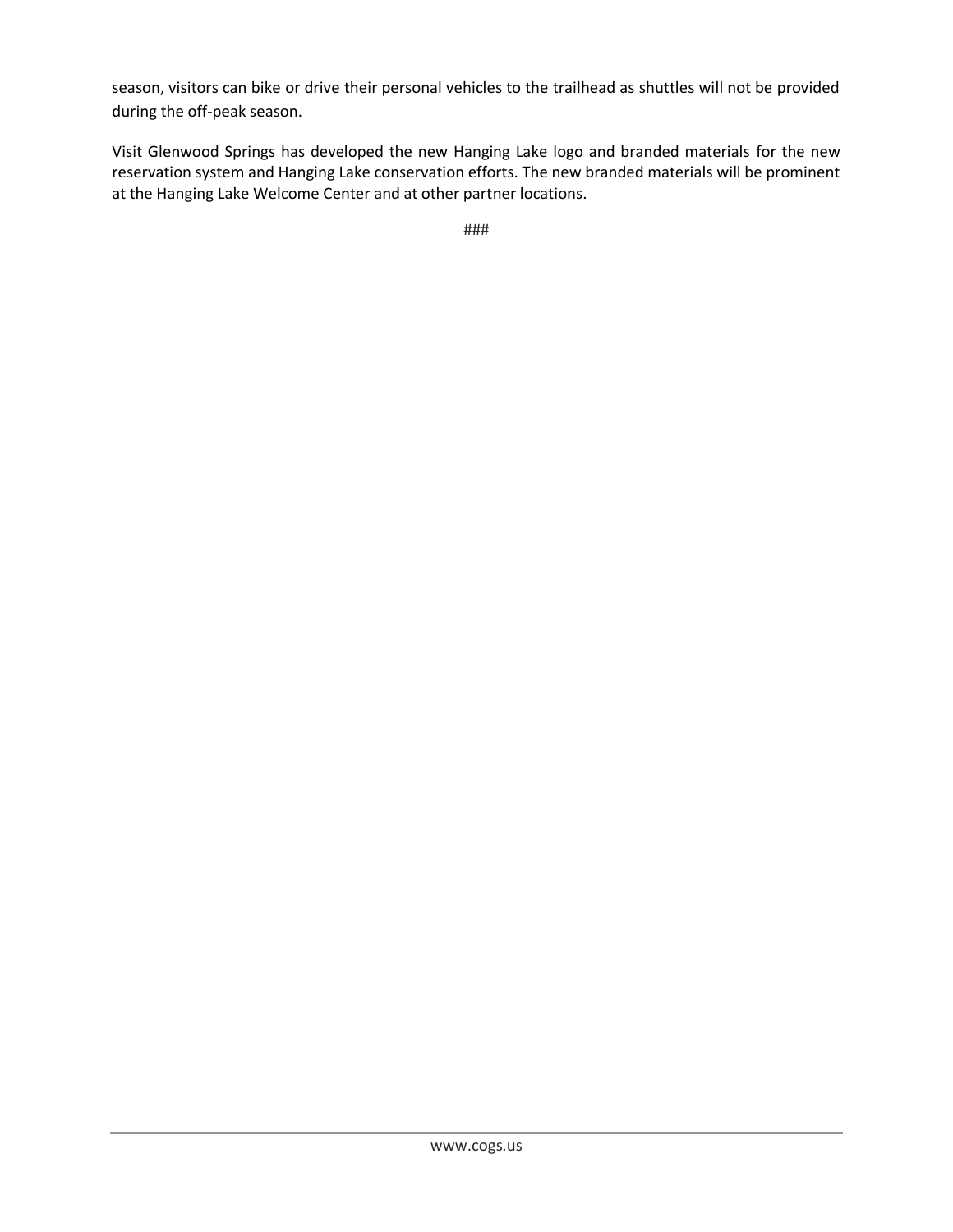season, visitors can bike or drive their personal vehicles to the trailhead as shuttles will not be provided during the off-peak season.

Visit Glenwood Springs has developed the new Hanging Lake logo and branded materials for the new reservation system and Hanging Lake conservation efforts. The new branded materials will be prominent at the Hanging Lake Welcome Center and at other partner locations.

###